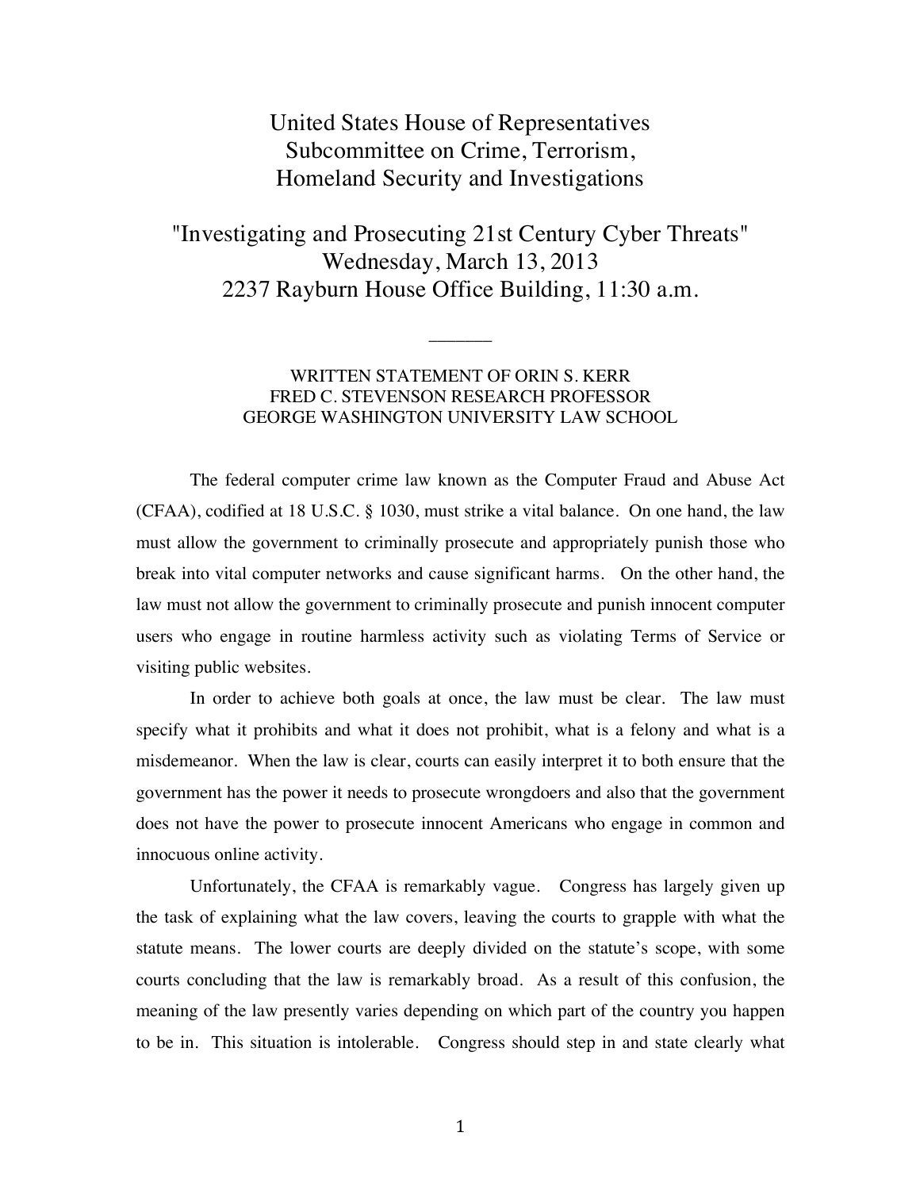# United States House of Representatives
# Subcommittee on Crime, Terrorism, Homeland Security and Investigations

## "Investigating and Prosecuting 21st Century Cyber Threats"
## Wednesday, March 13, 2013
## 2237 Rayburn House Office Building, 11:30 a.m.

---

WRITTEN STATEMENT OF ORIN S. KERR
FRED C. STEVENSON RESEARCH PROFESSOR
GEORGE WASHINGTON UNIVERSITY LAW SCHOOL

The federal computer crime law known as the Computer Fraud and Abuse Act (CFAA), codified at 18 U.S.C. § 1030, must strike a vital balance. On one hand, the law must allow the government to criminally prosecute and appropriately punish those who break into vital computer networks and cause significant harms. On the other hand, the law must not allow the government to criminally prosecute and punish innocent computer users who engage in routine harmless activity such as violating Terms of Service or visiting public websites.

In order to achieve both goals at once, the law must be clear. The law must specify what it prohibits and what it does not prohibit, what is a felony and what is a misdemeanor. When the law is clear, courts can easily interpret it to both ensure that the government has the power it needs to prosecute wrongdoers and also that the government does not have the power to prosecute innocent Americans who engage in common and innocuous online activity.

Unfortunately, the CFAA is remarkably vague. Congress has largely given up the task of explaining what the law covers, leaving the courts to grapple with what the statute means. The lower courts are deeply divided on the statute's scope, with some courts concluding that the law is remarkably broad. As a result of this confusion, the meaning of the law presently varies depending on which part of the country you happen to be in. This situation is intolerable. Congress should step in and state clearly what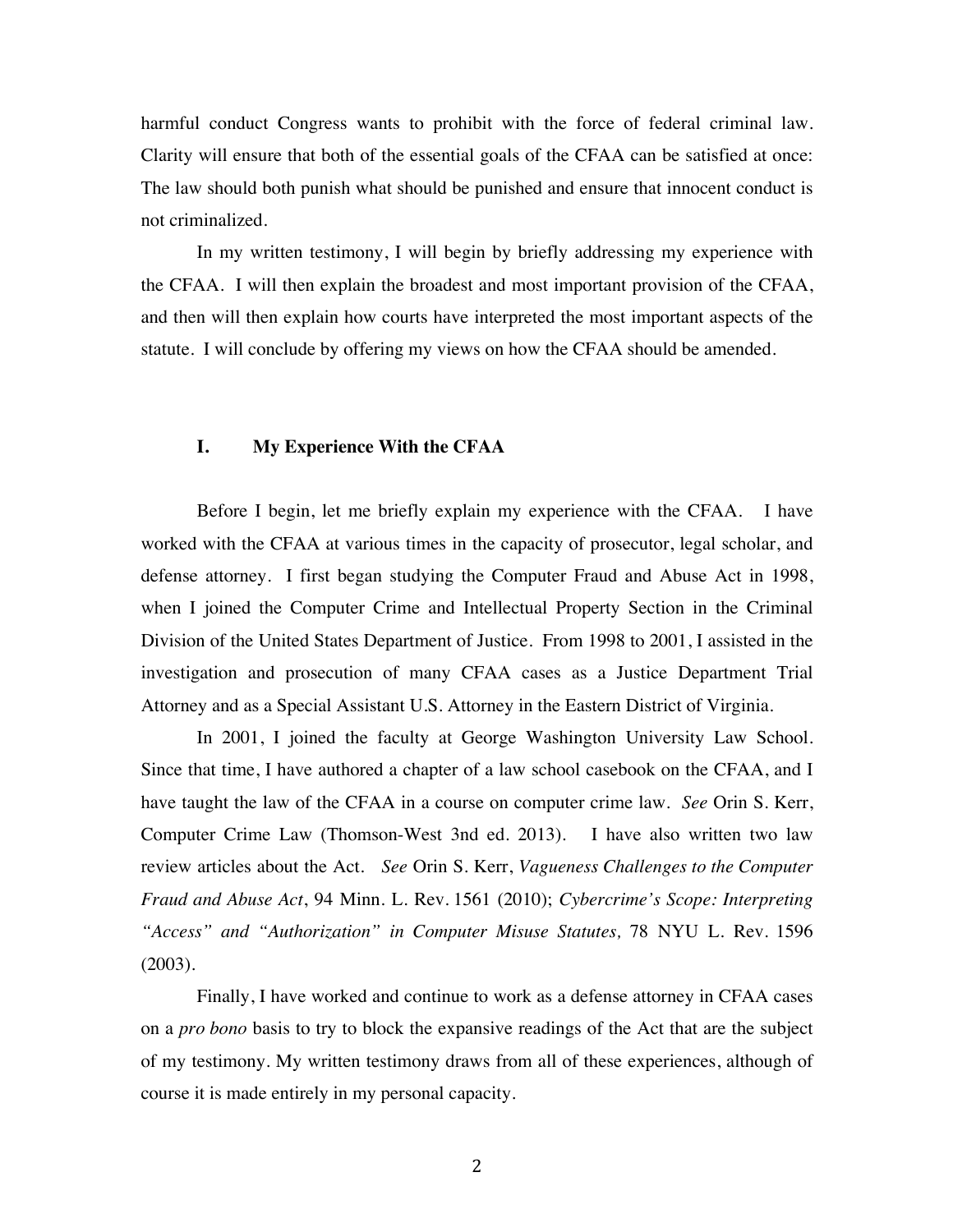harmful conduct Congress wants to prohibit with the force of federal criminal law. Clarity will ensure that both of the essential goals of the CFAA can be satisfied at once: The law should both punish what should be punished and ensure that innocent conduct is not criminalized.

In my written testimony, I will begin by briefly addressing my experience with the CFAA. I will then explain the broadest and most important provision of the CFAA, and then will then explain how courts have interpreted the most important aspects of the statute. I will conclude by offering my views on how the CFAA should be amended.

## I. My Experience With the CFAA

Before I begin, let me briefly explain my experience with the CFAA. I have worked with the CFAA at various times in the capacity of prosecutor, legal scholar, and defense attorney. I first began studying the Computer Fraud and Abuse Act in 1998, when I joined the Computer Crime and Intellectual Property Section in the Criminal Division of the United States Department of Justice. From 1998 to 2001, I assisted in the investigation and prosecution of many CFAA cases as a Justice Department Trial Attorney and as a Special Assistant U.S. Attorney in the Eastern District of Virginia.

In 2001, I joined the faculty at George Washington University Law School. Since that time, I have authored a chapter of a law school casebook on the CFAA, and I have taught the law of the CFAA in a course on computer crime law. *See* Orin S. Kerr, Computer Crime Law (Thomson-West 3nd ed. 2013). I have also written two law review articles about the Act. *See* Orin S. Kerr, *Vagueness Challenges to the Computer Fraud and Abuse Act*, 94 Minn. L. Rev. 1561 (2010); *Cybercrime's Scope: Interpreting "Access" and "Authorization" in Computer Misuse Statutes,* 78 NYU L. Rev. 1596 (2003).

Finally, I have worked and continue to work as a defense attorney in CFAA cases on a *pro bono* basis to try to block the expansive readings of the Act that are the subject of my testimony. My written testimony draws from all of these experiences, although of course it is made entirely in my personal capacity.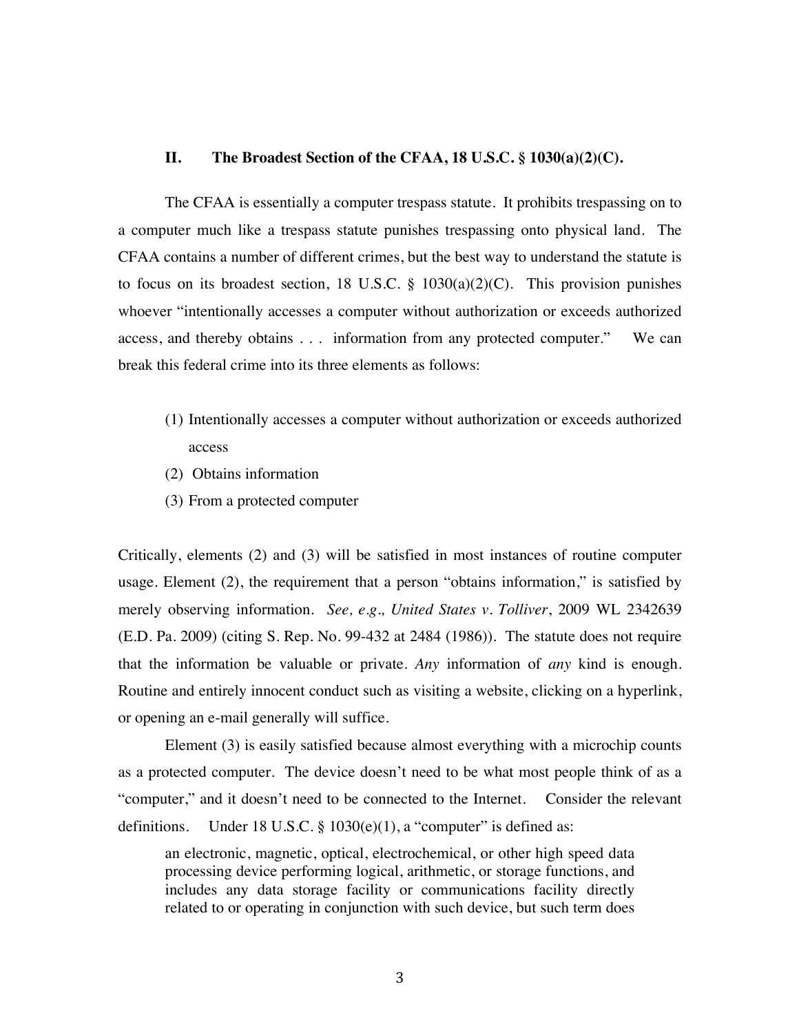## II. The Broadest Section of the CFAA, 18 U.S.C. § 1030(a)(2)(C).

The CFAA is essentially a computer trespass statute. It prohibits trespassing on to a computer much like a trespass statute punishes trespassing onto physical land. The CFAA contains a number of different crimes, but the best way to understand the statute is to focus on its broadest section, 18 U.S.C. § 1030(a)(2)(C). This provision punishes whoever "intentionally accesses a computer without authorization or exceeds authorized access, and thereby obtains . . . information from any protected computer." We can break this federal crime into its three elements as follows:

(1) Intentionally accesses a computer without authorization or exceeds authorized access
(2) Obtains information
(3) From a protected computer

Critically, elements (2) and (3) will be satisfied in most instances of routine computer usage. Element (2), the requirement that a person "obtains information," is satisfied by merely observing information. *See, e.g., United States v. Tolliver*, 2009 WL 2342639 (E.D. Pa. 2009) (citing S. Rep. No. 99-432 at 2484 (1986)). The statute does not require that the information be valuable or private. *Any* information of *any* kind is enough. Routine and entirely innocent conduct such as visiting a website, clicking on a hyperlink, or opening an e-mail generally will suffice.

Element (3) is easily satisfied because almost everything with a microchip counts as a protected computer. The device doesn't need to be what most people think of as a "computer," and it doesn't need to be connected to the Internet. Consider the relevant definitions. Under 18 U.S.C. § 1030(e)(1), a "computer" is defined as:

> an electronic, magnetic, optical, electrochemical, or other high speed data processing device performing logical, arithmetic, or storage functions, and includes any data storage facility or communications facility directly related to or operating in conjunction with such device, but such term does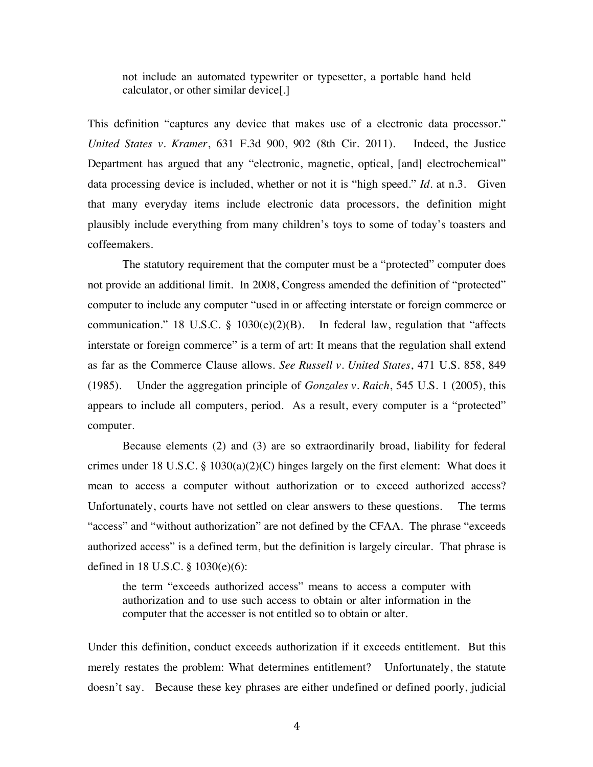> not include an automated typewriter or typesetter, a portable hand held calculator, or other similar device[.]

This definition "captures any device that makes use of a electronic data processor." *United States v. Kramer*, 631 F.3d 900, 902 (8th Cir. 2011). Indeed, the Justice Department has argued that any "electronic, magnetic, optical, [and] electrochemical" data processing device is included, whether or not it is "high speed." *Id.* at n.3. Given that many everyday items include electronic data processors, the definition might plausibly include everything from many children's toys to some of today's toasters and coffeemakers.

The statutory requirement that the computer must be a "protected" computer does not provide an additional limit. In 2008, Congress amended the definition of "protected" computer to include any computer "used in or affecting interstate or foreign commerce or communication." 18 U.S.C. § 1030(e)(2)(B). In federal law, regulation that "affects interstate or foreign commerce" is a term of art: It means that the regulation shall extend as far as the Commerce Clause allows. *See Russell v. United States*, 471 U.S. 858, 849 (1985). Under the aggregation principle of *Gonzales v. Raich*, 545 U.S. 1 (2005), this appears to include all computers, period. As a result, every computer is a "protected" computer.

Because elements (2) and (3) are so extraordinarily broad, liability for federal crimes under 18 U.S.C. § 1030(a)(2)(C) hinges largely on the first element: What does it mean to access a computer without authorization or to exceed authorized access? Unfortunately, courts have not settled on clear answers to these questions. The terms "access" and "without authorization" are not defined by the CFAA. The phrase "exceeds authorized access" is a defined term, but the definition is largely circular. That phrase is defined in 18 U.S.C. § 1030(e)(6):

> the term "exceeds authorized access" means to access a computer with authorization and to use such access to obtain or alter information in the computer that the accesser is not entitled so to obtain or alter.

Under this definition, conduct exceeds authorization if it exceeds entitlement. But this merely restates the problem: What determines entitlement? Unfortunately, the statute doesn't say. Because these key phrases are either undefined or defined poorly, judicial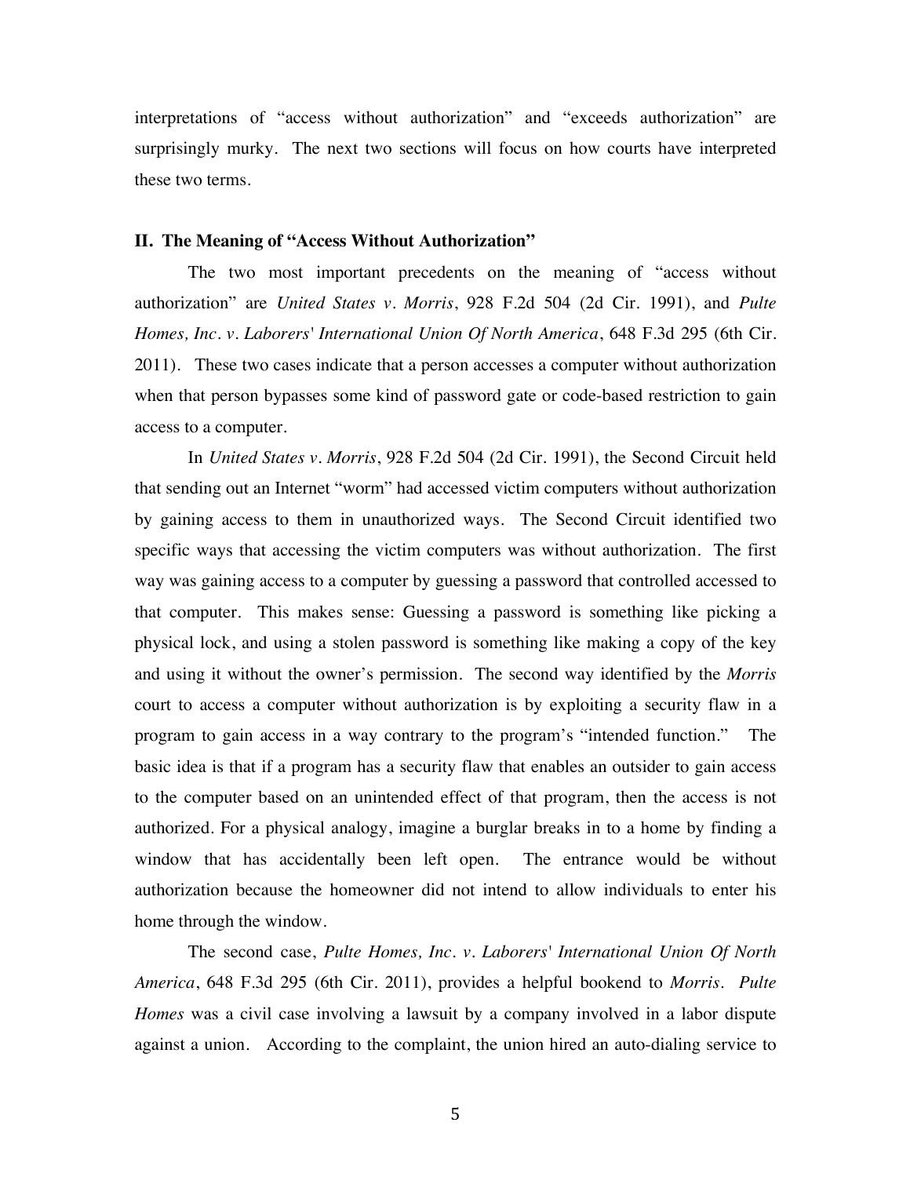interpretations of "access without authorization" and "exceeds authorization" are surprisingly murky. The next two sections will focus on how courts have interpreted these two terms.

## II. The Meaning of "Access Without Authorization"

The two most important precedents on the meaning of "access without authorization" are *United States v. Morris*, 928 F.2d 504 (2d Cir. 1991), and *Pulte Homes, Inc. v. Laborers' International Union Of North America*, 648 F.3d 295 (6th Cir. 2011). These two cases indicate that a person accesses a computer without authorization when that person bypasses some kind of password gate or code-based restriction to gain access to a computer.

In *United States v. Morris*, 928 F.2d 504 (2d Cir. 1991), the Second Circuit held that sending out an Internet "worm" had accessed victim computers without authorization by gaining access to them in unauthorized ways. The Second Circuit identified two specific ways that accessing the victim computers was without authorization. The first way was gaining access to a computer by guessing a password that controlled accessed to that computer. This makes sense: Guessing a password is something like picking a physical lock, and using a stolen password is something like making a copy of the key and using it without the owner's permission. The second way identified by the *Morris* court to access a computer without authorization is by exploiting a security flaw in a program to gain access in a way contrary to the program's "intended function." The basic idea is that if a program has a security flaw that enables an outsider to gain access to the computer based on an unintended effect of that program, then the access is not authorized. For a physical analogy, imagine a burglar breaks in to a home by finding a window that has accidentally been left open. The entrance would be without authorization because the homeowner did not intend to allow individuals to enter his home through the window.

The second case, *Pulte Homes, Inc. v. Laborers' International Union Of North America*, 648 F.3d 295 (6th Cir. 2011), provides a helpful bookend to *Morris*. *Pulte Homes* was a civil case involving a lawsuit by a company involved in a labor dispute against a union. According to the complaint, the union hired an auto-dialing service to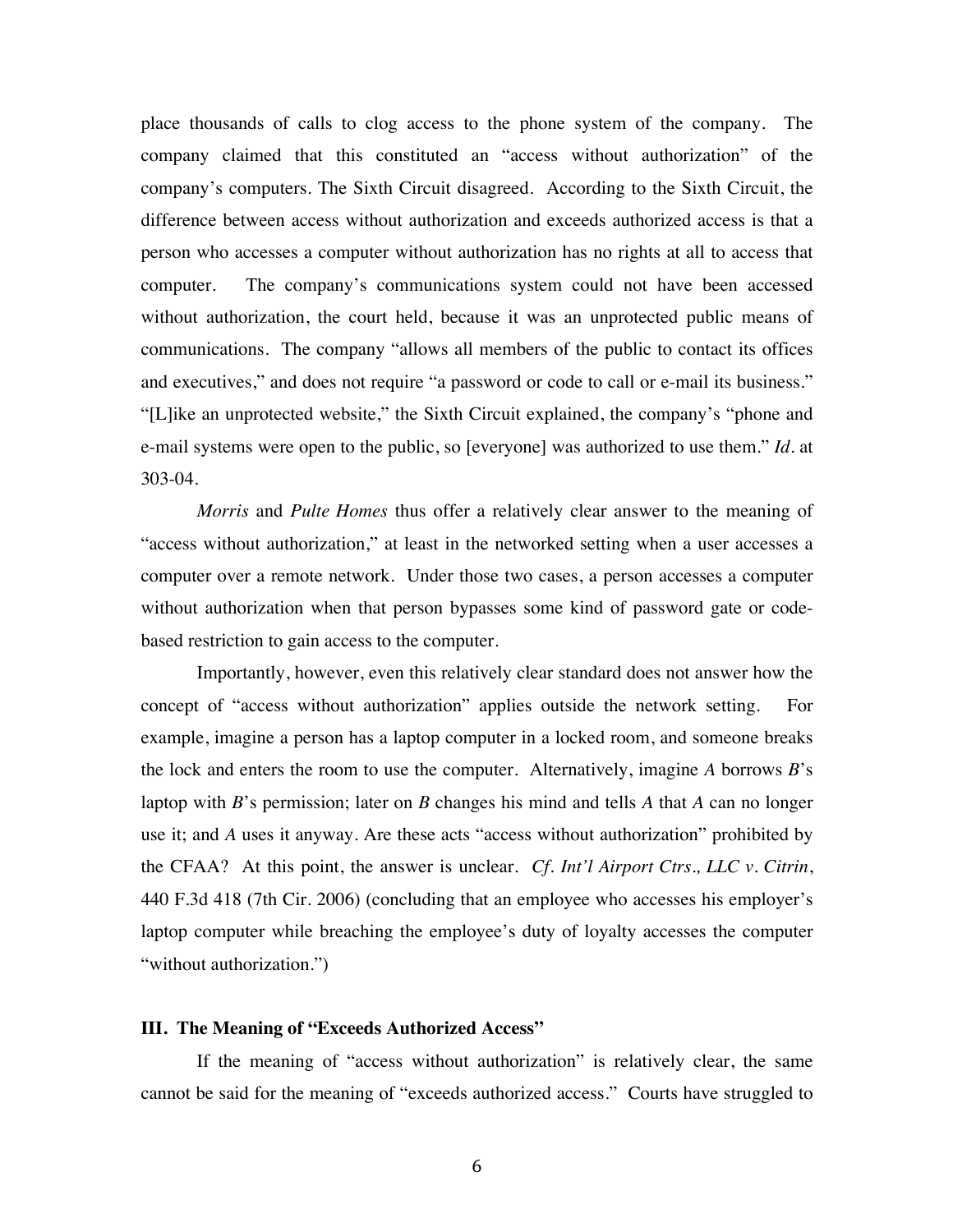place thousands of calls to clog access to the phone system of the company. The company claimed that this constituted an "access without authorization" of the company's computers. The Sixth Circuit disagreed. According to the Sixth Circuit, the difference between access without authorization and exceeds authorized access is that a person who accesses a computer without authorization has no rights at all to access that computer. The company's communications system could not have been accessed without authorization, the court held, because it was an unprotected public means of communications. The company "allows all members of the public to contact its offices and executives," and does not require "a password or code to call or e-mail its business." "[L]ike an unprotected website," the Sixth Circuit explained, the company's "phone and e-mail systems were open to the public, so [everyone] was authorized to use them." *Id.* at 303-04.

*Morris* and *Pulte Homes* thus offer a relatively clear answer to the meaning of "access without authorization," at least in the networked setting when a user accesses a computer over a remote network. Under those two cases, a person accesses a computer without authorization when that person bypasses some kind of password gate or code-based restriction to gain access to the computer.

Importantly, however, even this relatively clear standard does not answer how the concept of "access without authorization" applies outside the network setting. For example, imagine a person has a laptop computer in a locked room, and someone breaks the lock and enters the room to use the computer. Alternatively, imagine *A* borrows *B*'s laptop with *B*'s permission; later on *B* changes his mind and tells *A* that *A* can no longer use it; and *A* uses it anyway. Are these acts "access without authorization" prohibited by the CFAA? At this point, the answer is unclear. *Cf. Int'l Airport Ctrs., LLC v. Citrin*, 440 F.3d 418 (7th Cir. 2006) (concluding that an employee who accesses his employer's laptop computer while breaching the employee's duty of loyalty accesses the computer "without authorization.")

### III. The Meaning of "Exceeds Authorized Access"

If the meaning of "access without authorization" is relatively clear, the same cannot be said for the meaning of "exceeds authorized access." Courts have struggled to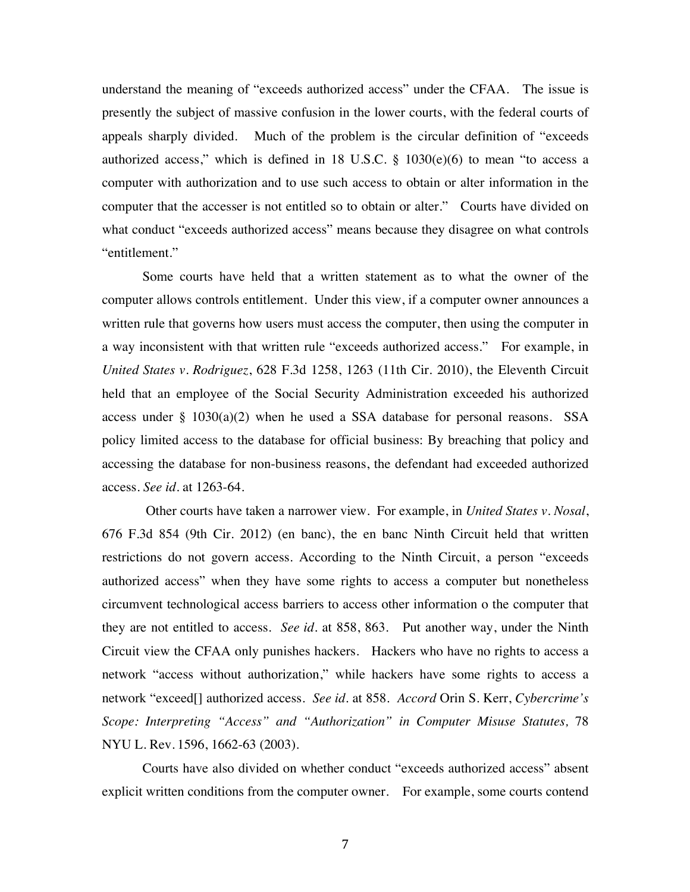understand the meaning of "exceeds authorized access" under the CFAA. The issue is presently the subject of massive confusion in the lower courts, with the federal courts of appeals sharply divided. Much of the problem is the circular definition of "exceeds authorized access," which is defined in 18 U.S.C. § 1030(e)(6) to mean "to access a computer with authorization and to use such access to obtain or alter information in the computer that the accesser is not entitled so to obtain or alter." Courts have divided on what conduct "exceeds authorized access" means because they disagree on what controls "entitlement."

Some courts have held that a written statement as to what the owner of the computer allows controls entitlement. Under this view, if a computer owner announces a written rule that governs how users must access the computer, then using the computer in a way inconsistent with that written rule "exceeds authorized access." For example, in *United States v. Rodriguez*, 628 F.3d 1258, 1263 (11th Cir. 2010), the Eleventh Circuit held that an employee of the Social Security Administration exceeded his authorized access under § 1030(a)(2) when he used a SSA database for personal reasons. SSA policy limited access to the database for official business: By breaching that policy and accessing the database for non-business reasons, the defendant had exceeded authorized access. *See id.* at 1263-64.

Other courts have taken a narrower view. For example, in *United States v. Nosal*, 676 F.3d 854 (9th Cir. 2012) (en banc), the en banc Ninth Circuit held that written restrictions do not govern access. According to the Ninth Circuit, a person "exceeds authorized access" when they have some rights to access a computer but nonetheless circumvent technological access barriers to access other information o the computer that they are not entitled to access. *See id.* at 858, 863. Put another way, under the Ninth Circuit view the CFAA only punishes hackers. Hackers who have no rights to access a network "access without authorization," while hackers have some rights to access a network "exceed[] authorized access. *See id.* at 858. *Accord* Orin S. Kerr, *Cybercrime's Scope: Interpreting "Access" and "Authorization" in Computer Misuse Statutes,* 78 NYU L. Rev. 1596, 1662-63 (2003).

Courts have also divided on whether conduct "exceeds authorized access" absent explicit written conditions from the computer owner. For example, some courts contend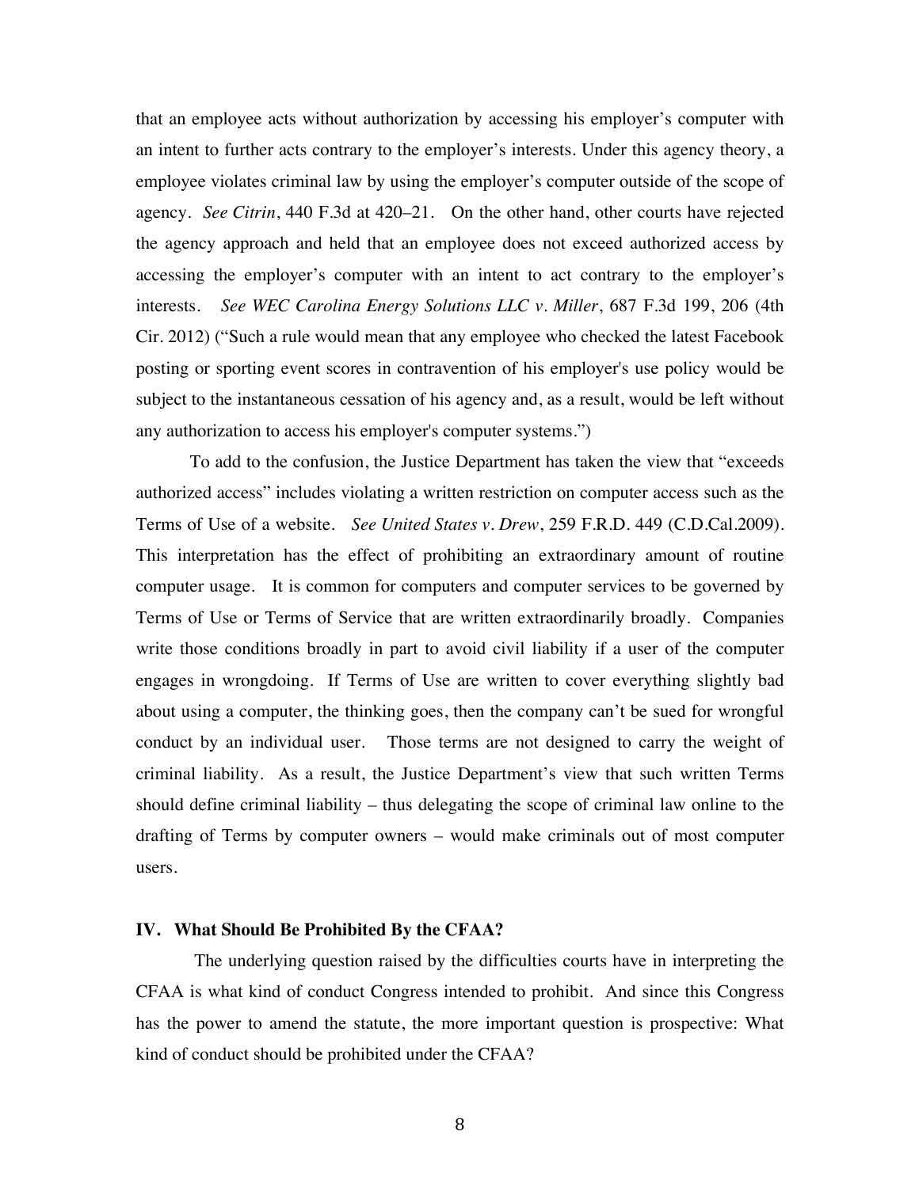that an employee acts without authorization by accessing his employer's computer with an intent to further acts contrary to the employer's interests. Under this agency theory, a employee violates criminal law by using the employer's computer outside of the scope of agency. *See Citrin*, 440 F.3d at 420–21. On the other hand, other courts have rejected the agency approach and held that an employee does not exceed authorized access by accessing the employer's computer with an intent to act contrary to the employer's interests. *See WEC Carolina Energy Solutions LLC v. Miller*, 687 F.3d 199, 206 (4th Cir. 2012) ("Such a rule would mean that any employee who checked the latest Facebook posting or sporting event scores in contravention of his employer's use policy would be subject to the instantaneous cessation of his agency and, as a result, would be left without any authorization to access his employer's computer systems.")

To add to the confusion, the Justice Department has taken the view that "exceeds authorized access" includes violating a written restriction on computer access such as the Terms of Use of a website. *See United States v. Drew*, 259 F.R.D. 449 (C.D.Cal.2009). This interpretation has the effect of prohibiting an extraordinary amount of routine computer usage. It is common for computers and computer services to be governed by Terms of Use or Terms of Service that are written extraordinarily broadly. Companies write those conditions broadly in part to avoid civil liability if a user of the computer engages in wrongdoing. If Terms of Use are written to cover everything slightly bad about using a computer, the thinking goes, then the company can't be sued for wrongful conduct by an individual user. Those terms are not designed to carry the weight of criminal liability. As a result, the Justice Department's view that such written Terms should define criminal liability – thus delegating the scope of criminal law online to the drafting of Terms by computer owners – would make criminals out of most computer users.

## IV. What Should Be Prohibited By the CFAA?

The underlying question raised by the difficulties courts have in interpreting the CFAA is what kind of conduct Congress intended to prohibit. And since this Congress has the power to amend the statute, the more important question is prospective: What kind of conduct should be prohibited under the CFAA?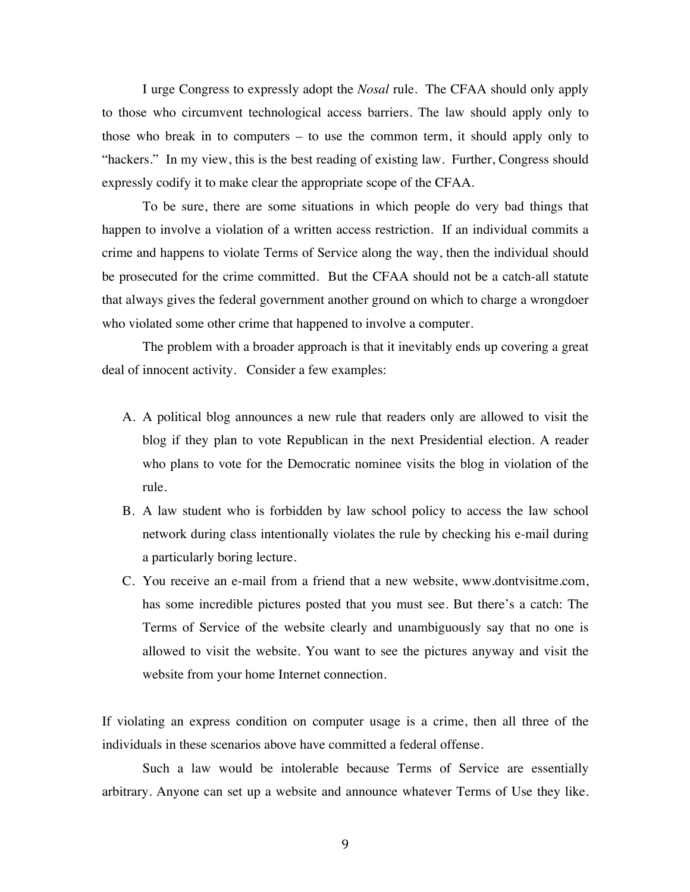I urge Congress to expressly adopt the *Nosal* rule. The CFAA should only apply to those who circumvent technological access barriers. The law should apply only to those who break in to computers – to use the common term, it should apply only to "hackers." In my view, this is the best reading of existing law. Further, Congress should expressly codify it to make clear the appropriate scope of the CFAA.

To be sure, there are some situations in which people do very bad things that happen to involve a violation of a written access restriction. If an individual commits a crime and happens to violate Terms of Service along the way, then the individual should be prosecuted for the crime committed. But the CFAA should not be a catch-all statute that always gives the federal government another ground on which to charge a wrongdoer who violated some other crime that happened to involve a computer.

The problem with a broader approach is that it inevitably ends up covering a great deal of innocent activity. Consider a few examples:

A. A political blog announces a new rule that readers only are allowed to visit the blog if they plan to vote Republican in the next Presidential election. A reader who plans to vote for the Democratic nominee visits the blog in violation of the rule.
B. A law student who is forbidden by law school policy to access the law school network during class intentionally violates the rule by checking his e-mail during a particularly boring lecture.
C. You receive an e-mail from a friend that a new website, www.dontvisitme.com, has some incredible pictures posted that you must see. But there's a catch: The Terms of Service of the website clearly and unambiguously say that no one is allowed to visit the website. You want to see the pictures anyway and visit the website from your home Internet connection.

If violating an express condition on computer usage is a crime, then all three of the individuals in these scenarios above have committed a federal offense.

Such a law would be intolerable because Terms of Service are essentially arbitrary. Anyone can set up a website and announce whatever Terms of Use they like.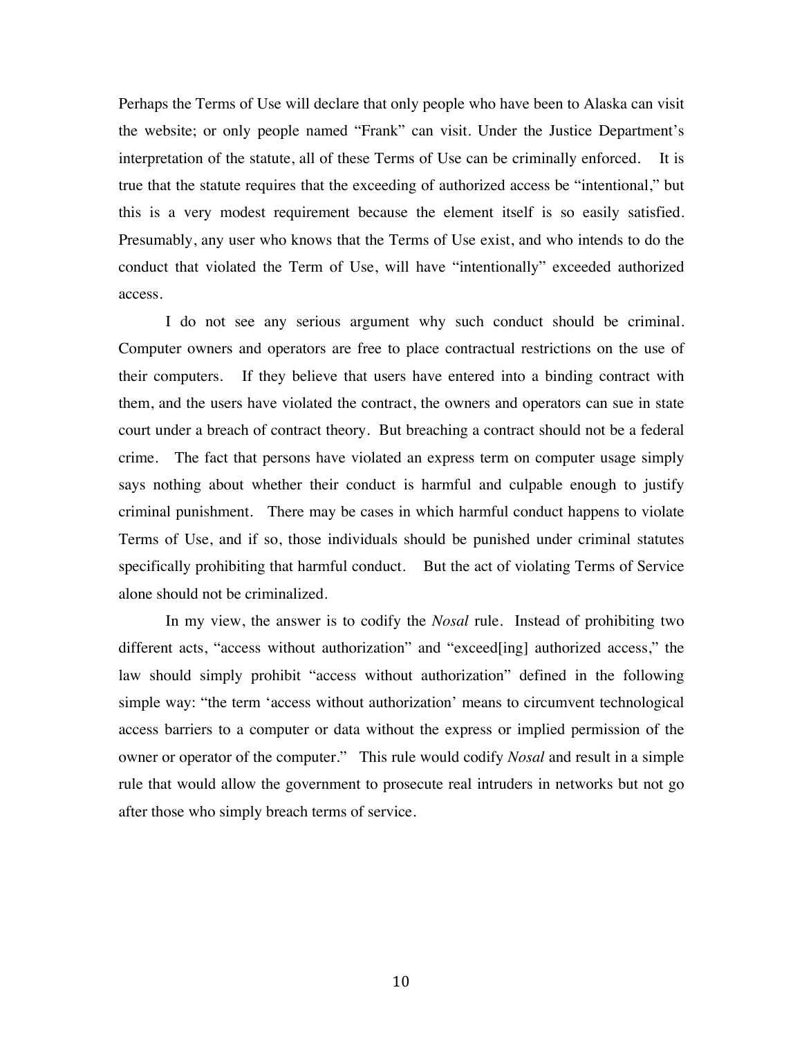Perhaps the Terms of Use will declare that only people who have been to Alaska can visit the website; or only people named "Frank" can visit. Under the Justice Department's interpretation of the statute, all of these Terms of Use can be criminally enforced. It is true that the statute requires that the exceeding of authorized access be "intentional," but this is a very modest requirement because the element itself is so easily satisfied. Presumably, any user who knows that the Terms of Use exist, and who intends to do the conduct that violated the Term of Use, will have "intentionally" exceeded authorized access.

I do not see any serious argument why such conduct should be criminal. Computer owners and operators are free to place contractual restrictions on the use of their computers. If they believe that users have entered into a binding contract with them, and the users have violated the contract, the owners and operators can sue in state court under a breach of contract theory. But breaching a contract should not be a federal crime. The fact that persons have violated an express term on computer usage simply says nothing about whether their conduct is harmful and culpable enough to justify criminal punishment. There may be cases in which harmful conduct happens to violate Terms of Use, and if so, those individuals should be punished under criminal statutes specifically prohibiting that harmful conduct. But the act of violating Terms of Service alone should not be criminalized.

In my view, the answer is to codify the *Nosal* rule. Instead of prohibiting two different acts, "access without authorization" and "exceed[ing] authorized access," the law should simply prohibit "access without authorization" defined in the following simple way: "the term 'access without authorization' means to circumvent technological access barriers to a computer or data without the express or implied permission of the owner or operator of the computer." This rule would codify *Nosal* and result in a simple rule that would allow the government to prosecute real intruders in networks but not go after those who simply breach terms of service.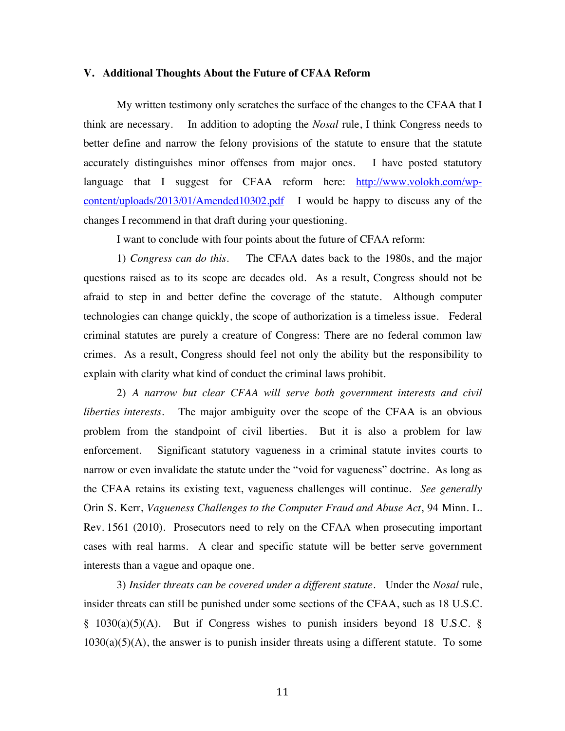## V. Additional Thoughts About the Future of CFAA Reform

My written testimony only scratches the surface of the changes to the CFAA that I think are necessary. In addition to adopting the *Nosal* rule, I think Congress needs to better define and narrow the felony provisions of the statute to ensure that the statute accurately distinguishes minor offenses from major ones. I have posted statutory language that I suggest for CFAA reform here: [http://www.volokh.com/wp-content/uploads/2013/01/Amended10302.pdf](http://www.volokh.com/wp-content/uploads/2013/01/Amended10302.pdf) I would be happy to discuss any of the changes I recommend in that draft during your questioning.

I want to conclude with four points about the future of CFAA reform:

1) *Congress can do this.* The CFAA dates back to the 1980s, and the major questions raised as to its scope are decades old. As a result, Congress should not be afraid to step in and better define the coverage of the statute. Although computer technologies can change quickly, the scope of authorization is a timeless issue. Federal criminal statutes are purely a creature of Congress: There are no federal common law crimes. As a result, Congress should feel not only the ability but the responsibility to explain with clarity what kind of conduct the criminal laws prohibit.

2) *A narrow but clear CFAA will serve both government interests and civil liberties interests.* The major ambiguity over the scope of the CFAA is an obvious problem from the standpoint of civil liberties. But it is also a problem for law enforcement. Significant statutory vagueness in a criminal statute invites courts to narrow or even invalidate the statute under the "void for vagueness" doctrine. As long as the CFAA retains its existing text, vagueness challenges will continue. *See generally* Orin S. Kerr, *Vagueness Challenges to the Computer Fraud and Abuse Act*, 94 Minn. L. Rev. 1561 (2010). Prosecutors need to rely on the CFAA when prosecuting important cases with real harms. A clear and specific statute will be better serve government interests than a vague and opaque one.

3) *Insider threats can be covered under a different statute.* Under the *Nosal* rule, insider threats can still be punished under some sections of the CFAA, such as 18 U.S.C. § 1030(a)(5)(A). But if Congress wishes to punish insiders beyond 18 U.S.C. § 1030(a)(5)(A), the answer is to punish insider threats using a different statute. To some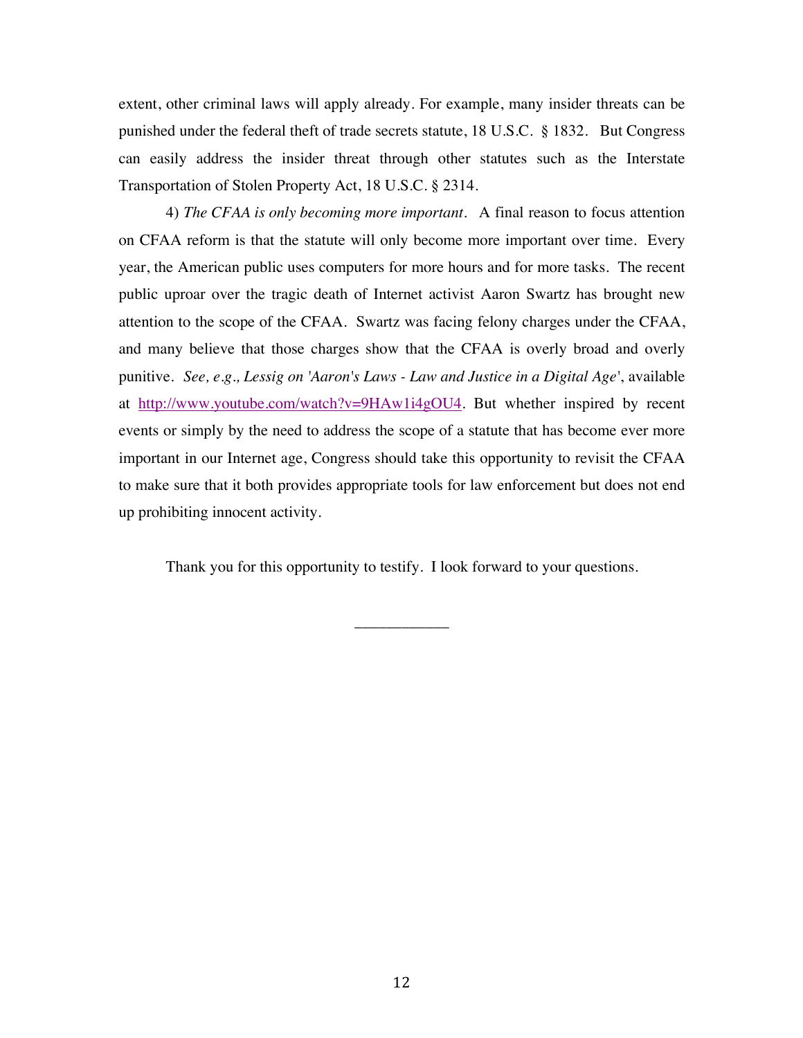extent, other criminal laws will apply already. For example, many insider threats can be punished under the federal theft of trade secrets statute, 18 U.S.C. § 1832. But Congress can easily address the insider threat through other statutes such as the Interstate Transportation of Stolen Property Act, 18 U.S.C. § 2314.

4) *The CFAA is only becoming more important*. A final reason to focus attention on CFAA reform is that the statute will only become more important over time. Every year, the American public uses computers for more hours and for more tasks. The recent public uproar over the tragic death of Internet activist Aaron Swartz has brought new attention to the scope of the CFAA. Swartz was facing felony charges under the CFAA, and many believe that those charges show that the CFAA is overly broad and overly punitive. *See, e.g., Lessig on 'Aaron's Laws - Law and Justice in a Digital Age*', available at [http://www.youtube.com/watch?v=9HAw1i4gOU4](http://www.youtube.com/watch?v=9HAw1i4gOU4). But whether inspired by recent events or simply by the need to address the scope of a statute that has become ever more important in our Internet age, Congress should take this opportunity to revisit the CFAA to make sure that it both provides appropriate tools for law enforcement but does not end up prohibiting innocent activity.

Thank you for this opportunity to testify. I look forward to your questions.

___________